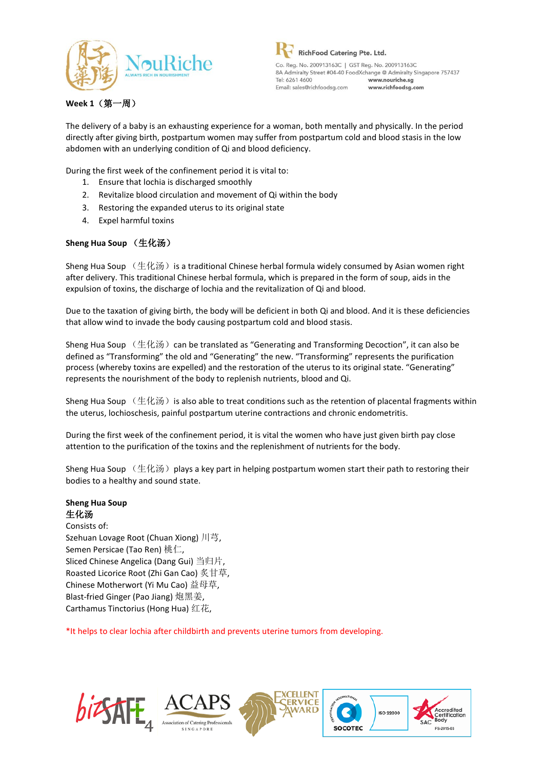**Week 1（第一周）**

The delivery of a baby is an exhausting experience for a woman, both mentally and physically. In the period directly after giving birth, postpartum women may suffer from postpartum cold and blood stasis in the low abdomen with an underlying condition of Qi and blood deficiency.

During the first week of the confinement period it is vital to:

1. Ensure that lochia is discharged smoothly
2. Revitalize blood circulation and movement of Qi within the body
3. Restoring the expanded uterus to its original state
4. Expel harmful toxins

**Sheng Hua Soup （生化汤）**

Sheng Hua Soup （生化汤）is a traditional Chinese herbal formula widely consumed by Asian women right after delivery. This traditional Chinese herbal formula, which is prepared in the form of soup, aids in the expulsion of toxins, the discharge of lochia and the revitalization of Qi and blood.

Due to the taxation of giving birth, the body will be deficient in both Qi and blood. And it is these deficiencies that allow wind to invade the body causing postpartum cold and blood stasis.

Sheng Hua Soup （生化汤）can be translated as "Generating and Transforming Decoction", it can also be defined as "Transforming" the old and "Generating" the new. "Transforming" represents the purification process (whereby toxins are expelled) and the restoration of the uterus to its original state. "Generating" represents the nourishment of the body to replenish nutrients, blood and Qi.

Sheng Hua Soup （生化汤）is also able to treat conditions such as the retention of placental fragments within the uterus, lochioschesis, painful postpartum uterine contractions and chronic endometritis.

During the first week of the confinement period, it is vital the women who have just given birth pay close attention to the purification of the toxins and the replenishment of nutrients for the body.

Sheng Hua Soup （生化汤）plays a key part in helping postpartum women start their path to restoring their bodies to a healthy and sound state.

**Sheng Hua Soup**
**生化汤**
Consists of:
Szehuan Lovage Root (Chuan Xiong) 川芎,
Semen Persicae (Tao Ren) 桃仁,
Sliced Chinese Angelica (Dang Gui) 当归片,
Roasted Licorice Root (Zhi Gan Cao) 炙甘草,
Chinese Motherwort (Yi Mu Cao) 益母草,
Blast-fried Ginger (Pao Jiang) 炮黑姜,
Carthamus Tinctorius (Hong Hua) 红花,

*It helps to clear lochia after childbirth and prevents uterine tumors from developing.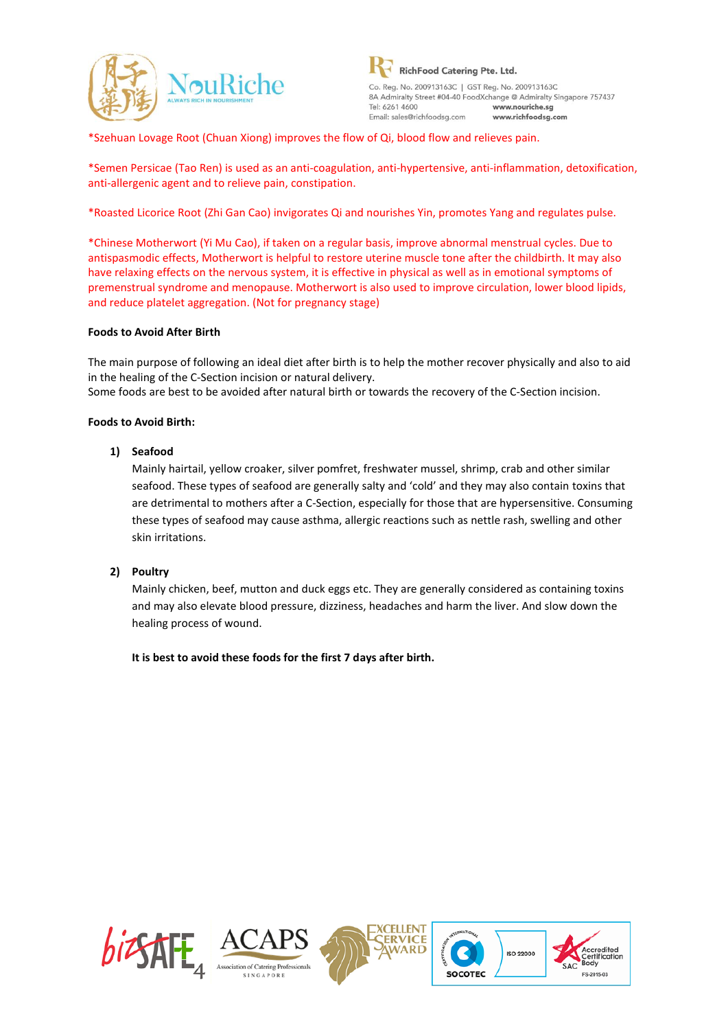*Szehuan Lovage Root (Chuan Xiong) improves the flow of Qi, blood flow and relieves pain.

*Semen Persicae (Tao Ren) is used as an anti-coagulation, anti-hypertensive, anti-inflammation, detoxification, anti-allergenic agent and to relieve pain, constipation.

*Roasted Licorice Root (Zhi Gan Cao) invigorates Qi and nourishes Yin, promotes Yang and regulates pulse.

*Chinese Motherwort (Yi Mu Cao), if taken on a regular basis, improve abnormal menstrual cycles. Due to antispasmodic effects, Motherwort is helpful to restore uterine muscle tone after the childbirth. It may also have relaxing effects on the nervous system, it is effective in physical as well as in emotional symptoms of premenstrual syndrome and menopause. Motherwort is also used to improve circulation, lower blood lipids, and reduce platelet aggregation. (Not for pregnancy stage)

**Foods to Avoid After Birth**

The main purpose of following an ideal diet after birth is to help the mother recover physically and also to aid in the healing of the C-Section incision or natural delivery.
Some foods are best to be avoided after natural birth or towards the recovery of the C-Section incision.

**Foods to Avoid Birth:**

1) **Seafood**
   Mainly hairtail, yellow croaker, silver pomfret, freshwater mussel, shrimp, crab and other similar seafood. These types of seafood are generally salty and 'cold' and they may also contain toxins that are detrimental to mothers after a C-Section, especially for those that are hypersensitive. Consuming these types of seafood may cause asthma, allergic reactions such as nettle rash, swelling and other skin irritations.

2) **Poultry**
   Mainly chicken, beef, mutton and duck eggs etc. They are generally considered as containing toxins and may also elevate blood pressure, dizziness, headaches and harm the liver. And slow down the healing process of wound.

   **It is best to avoid these foods for the first 7 days after birth.**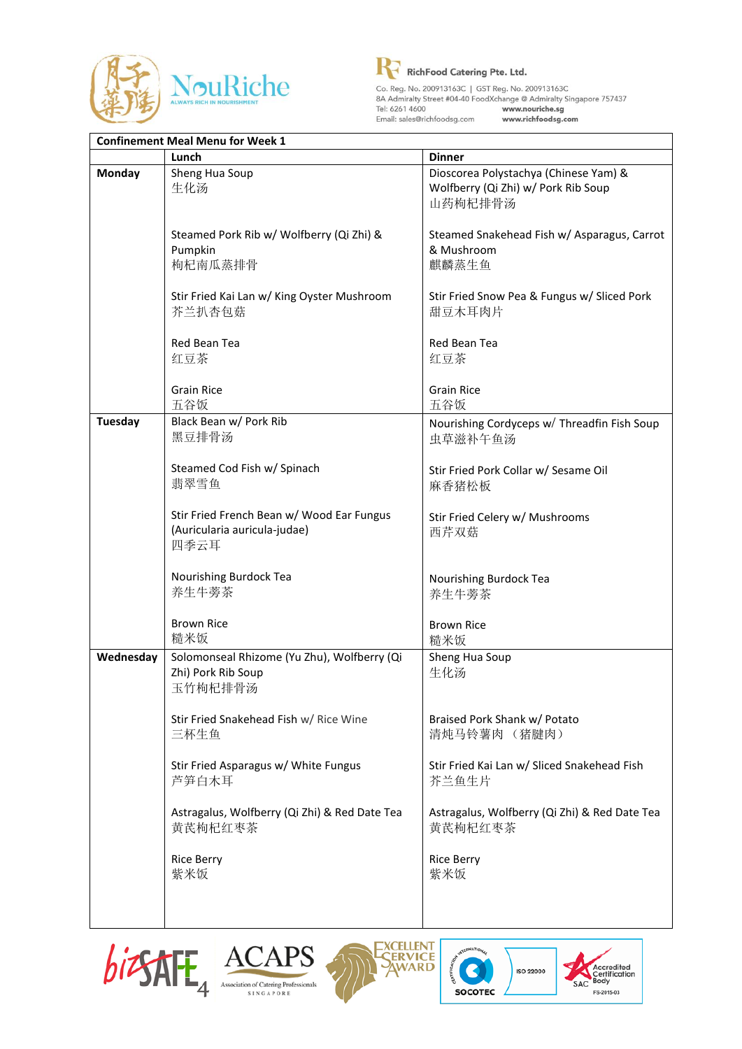NouRiche
ALWAYS RICH IN NOURISHMENT

RichFood Catering Pte. Ltd.
Co. Reg. No. 200913163C | GST Reg. No. 200913163C
8A Admiralty Street #04-40 FoodXchange @ Admiralty Singapore 757437
Tel: 6261 4600 www.nouriche.sg
Email: sales@richfoodsg.com www.richfoodsg.com

| Confinement Meal Menu for Week 1 | | |
|---|---|---|
| | **Lunch** | **Dinner** |
| **Monday** | Sheng Hua Soup<br>生化汤<br><br>Steamed Pork Rib w/ Wolfberry (Qi Zhi) & Pumpkin<br>枸杞南瓜蒸排骨<br><br>Stir Fried Kai Lan w/ King Oyster Mushroom<br>芥兰扒杏包菇<br><br>Red Bean Tea<br>红豆茶<br><br>Grain Rice<br>五谷饭 | Dioscorea Polystachya (Chinese Yam) & Wolfberry (Qi Zhi) w/ Pork Rib Soup<br>山药枸杞排骨汤<br><br>Steamed Snakehead Fish w/ Asparagus, Carrot & Mushroom<br>麒麟蒸生鱼<br><br>Stir Fried Snow Pea & Fungus w/ Sliced Pork<br>甜豆木耳肉片<br><br>Red Bean Tea<br>红豆茶<br><br>Grain Rice<br>五谷饭 |
| **Tuesday** | Black Bean w/ Pork Rib<br>黑豆排骨汤<br><br>Steamed Cod Fish w/ Spinach<br>翡翠雪鱼<br><br>Stir Fried French Bean w/ Wood Ear Fungus (Auricularia auricula-judae)<br>四季云耳<br><br>Nourishing Burdock Tea<br>养生牛蒡茶<br><br>Brown Rice<br>糙米饭 | Nourishing Cordyceps w/ Threadfin Fish Soup<br>虫草滋补午鱼汤<br><br>Stir Fried Pork Collar w/ Sesame Oil<br>麻香猪松板<br><br>Stir Fried Celery w/ Mushrooms<br>西芹双菇<br><br>Nourishing Burdock Tea<br>养生牛蒡茶<br><br>Brown Rice<br>糙米饭 |
| **Wednesday** | Solomonseal Rhizome (Yu Zhu), Wolfberry (Qi Zhi) Pork Rib Soup<br>玉竹枸杞排骨汤<br><br>Stir Fried Snakehead Fish w/ Rice Wine<br>三杯生鱼<br><br>Stir Fried Asparagus w/ White Fungus<br>芦笋白木耳<br><br>Astragalus, Wolfberry (Qi Zhi) & Red Date Tea<br>黄芪枸杞红枣茶<br><br>Rice Berry<br>紫米饭 | Sheng Hua Soup<br>生化汤<br><br>Braised Pork Shank w/ Potato<br>清炖马铃薯肉 （猪腱肉）<br><br>Stir Fried Kai Lan w/ Sliced Snakehead Fish<br>芥兰鱼生片<br><br>Astragalus, Wolfberry (Qi Zhi) & Red Date Tea<br>黄芪枸杞红枣茶<br><br>Rice Berry<br>紫米饭 |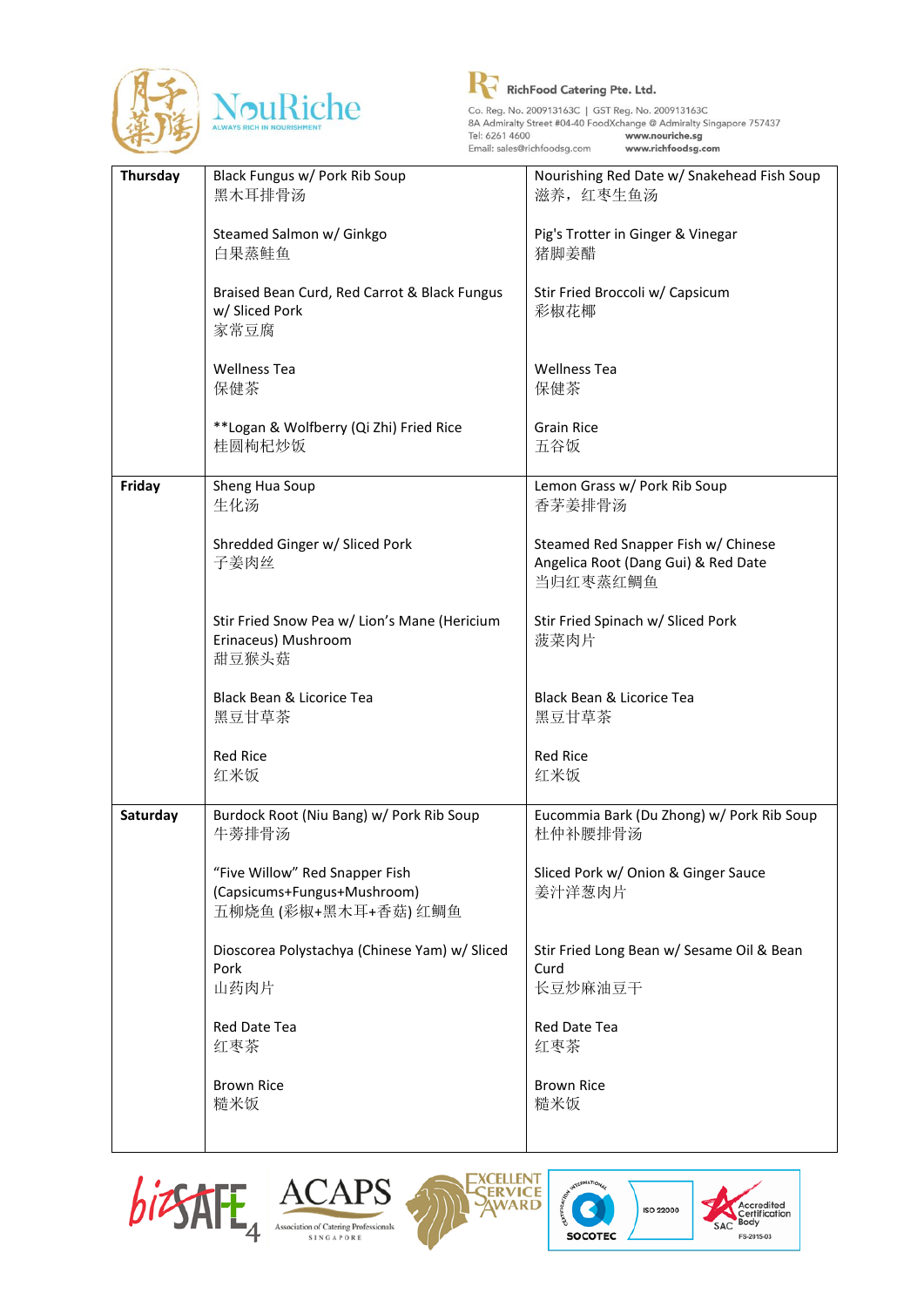| | | |
|---|---|---|
| **Thursday** | Black Fungus w/ Pork Rib Soup<br>黑木耳排骨汤<br><br>Steamed Salmon w/ Ginkgo<br>白果蒸鲑鱼<br><br>Braised Bean Curd, Red Carrot & Black Fungus w/ Sliced Pork<br>家常豆腐<br><br>Wellness Tea<br>保健茶<br><br>**Logan & Wolfberry (Qi Zhi) Fried Rice<br>桂圆枸杞炒饭 | Nourishing Red Date w/ Snakehead Fish Soup<br>滋养，红枣生鱼汤<br><br>Pig's Trotter in Ginger & Vinegar<br>猪脚姜醋<br><br>Stir Fried Broccoli w/ Capsicum<br>彩椒花椰<br><br>Wellness Tea<br>保健茶<br><br>Grain Rice<br>五谷饭 |
| **Friday** | Sheng Hua Soup<br>生化汤<br><br>Shredded Ginger w/ Sliced Pork<br>子姜肉丝<br><br>Stir Fried Snow Pea w/ Lion's Mane (Hericium Erinaceus) Mushroom<br>甜豆猴头菇<br><br>Black Bean & Licorice Tea<br>黑豆甘草茶<br><br>Red Rice<br>红米饭 | Lemon Grass w/ Pork Rib Soup<br>香茅姜排骨汤<br><br>Steamed Red Snapper Fish w/ Chinese Angelica Root (Dang Gui) & Red Date<br>当归红枣蒸红鲷鱼<br><br>Stir Fried Spinach w/ Sliced Pork<br>菠菜肉片<br><br>Black Bean & Licorice Tea<br>黑豆甘草茶<br><br>Red Rice<br>红米饭 |
| **Saturday** | Burdock Root (Niu Bang) w/ Pork Rib Soup<br>牛蒡排骨汤<br><br>"Five Willow" Red Snapper Fish (Capsicums+Fungus+Mushroom)<br>五柳烧鱼 (彩椒+黑木耳+香菇) 红鲷鱼<br><br>Dioscorea Polystachya (Chinese Yam) w/ Sliced Pork<br>山药肉片<br><br>Red Date Tea<br>红枣茶<br><br>Brown Rice<br>糙米饭 | Eucommia Bark (Du Zhong) w/ Pork Rib Soup<br>杜仲补腰排骨汤<br><br>Sliced Pork w/ Onion & Ginger Sauce<br>姜汁洋葱肉片<br><br>Stir Fried Long Bean w/ Sesame Oil & Bean Curd<br>长豆炒麻油豆干<br><br>Red Date Tea<br>红枣茶<br><br>Brown Rice<br>糙米饭 |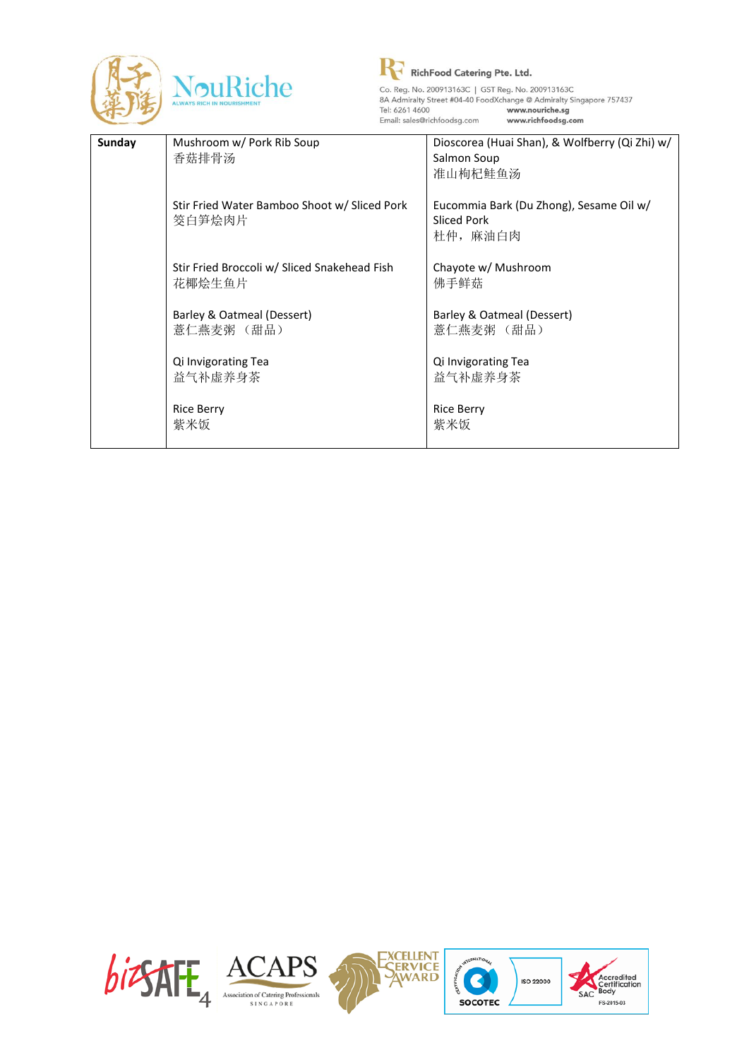| Sunday | Mushroom w/ Pork Rib Soup<br>香菇排骨汤<br><br>Stir Fried Water Bamboo Shoot w/ Sliced Pork<br>筊白笋烩肉片<br><br>Stir Fried Broccoli w/ Sliced Snakehead Fish<br>花椰烩生鱼片<br><br>Barley & Oatmeal (Dessert)<br>薏仁燕麦粥 （甜品）<br><br>Qi Invigorating Tea<br>益气补虚养身茶<br><br>Rice Berry<br>紫米饭 | Dioscorea (Huai Shan), & Wolfberry (Qi Zhi) w/ Salmon Soup<br>准山枸杞鲑鱼汤<br><br>Eucommia Bark (Du Zhong), Sesame Oil w/ Sliced Pork<br>杜仲，麻油白肉<br><br>Chayote w/ Mushroom<br>佛手鲜菇<br><br>Barley & Oatmeal (Dessert)<br>薏仁燕麦粥 （甜品）<br><br>Qi Invigorating Tea<br>益气补虚养身茶<br><br>Rice Berry<br>紫米饭 |
|---|---|---|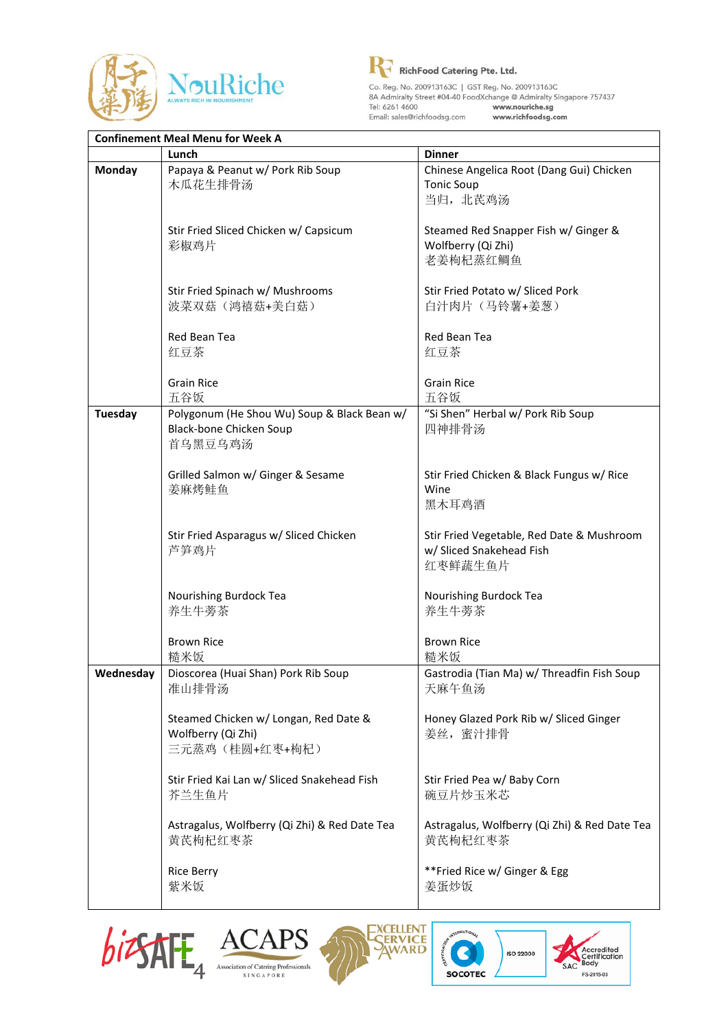RichFood Catering Pte. Ltd.

Co. Reg. No. 200913163C | GST Reg. No. 200913163C
8A Admiralty Street #04-40 FoodXchange @ Admiralty Singapore 757437
Tel: 6261 4600 www.nouriche.sg
Email: sales@richfoodsg.com www.richfoodsg.com

| Confinement Meal Menu for Week A | | |
|---|---|---|
| | **Lunch** | **Dinner** |
| **Monday** | Papaya & Peanut w/ Pork Rib Soup<br>木瓜花生排骨汤<br><br>Stir Fried Sliced Chicken w/ Capsicum<br>彩椒鸡片<br><br>Stir Fried Spinach w/ Mushrooms<br>波菜双菇（鸿禧菇+美白菇）<br><br>Red Bean Tea<br>红豆茶<br><br>Grain Rice<br>五谷饭 | Chinese Angelica Root (Dang Gui) Chicken Tonic Soup<br>当归，北芪鸡汤<br><br>Steamed Red Snapper Fish w/ Ginger & Wolfberry (Qi Zhi)<br>老姜枸杞蒸红鲷鱼<br><br>Stir Fried Potato w/ Sliced Pork<br>白汁肉片（马铃薯+姜葱）<br><br>Red Bean Tea<br>红豆茶<br><br>Grain Rice<br>五谷饭 |
| **Tuesday** | Polygonum (He Shou Wu) Soup & Black Bean w/ Black-bone Chicken Soup<br>首乌黑豆乌鸡汤<br><br>Grilled Salmon w/ Ginger & Sesame<br>姜麻烤鲑鱼<br><br>Stir Fried Asparagus w/ Sliced Chicken<br>芦笋鸡片<br><br>Nourishing Burdock Tea<br>养生牛蒡茶<br><br>Brown Rice<br>糙米饭 | "Si Shen" Herbal w/ Pork Rib Soup<br>四神排骨汤<br><br>Stir Fried Chicken & Black Fungus w/ Rice Wine<br>黑木耳鸡酒<br><br>Stir Fried Vegetable, Red Date & Mushroom w/ Sliced Snakehead Fish<br>红枣鲜蔬生鱼片<br><br>Nourishing Burdock Tea<br>养生牛蒡茶<br><br>Brown Rice<br>糙米饭 |
| **Wednesday** | Dioscorea (Huai Shan) Pork Rib Soup<br>准山排骨汤<br><br>Steamed Chicken w/ Longan, Red Date & Wolfberry (Qi Zhi)<br>三元蒸鸡（桂圆+红枣+枸杞）<br><br>Stir Fried Kai Lan w/ Sliced Snakehead Fish<br>芥兰生鱼片<br><br>Astragalus, Wolfberry (Qi Zhi) & Red Date Tea<br>黄芪枸杞红枣茶<br><br>Rice Berry<br>紫米饭 | Gastrodia (Tian Ma) w/ Threadfin Fish Soup<br>天麻午鱼汤<br><br>Honey Glazed Pork Rib w/ Sliced Ginger<br>姜丝，蜜汁排骨<br><br>Stir Fried Pea w/ Baby Corn<br>碗豆片炒玉米芯<br><br>Astragalus, Wolfberry (Qi Zhi) & Red Date Tea<br>黄芪枸杞红枣茶<br><br>**Fried Rice w/ Ginger & Egg<br>姜蛋炒饭 |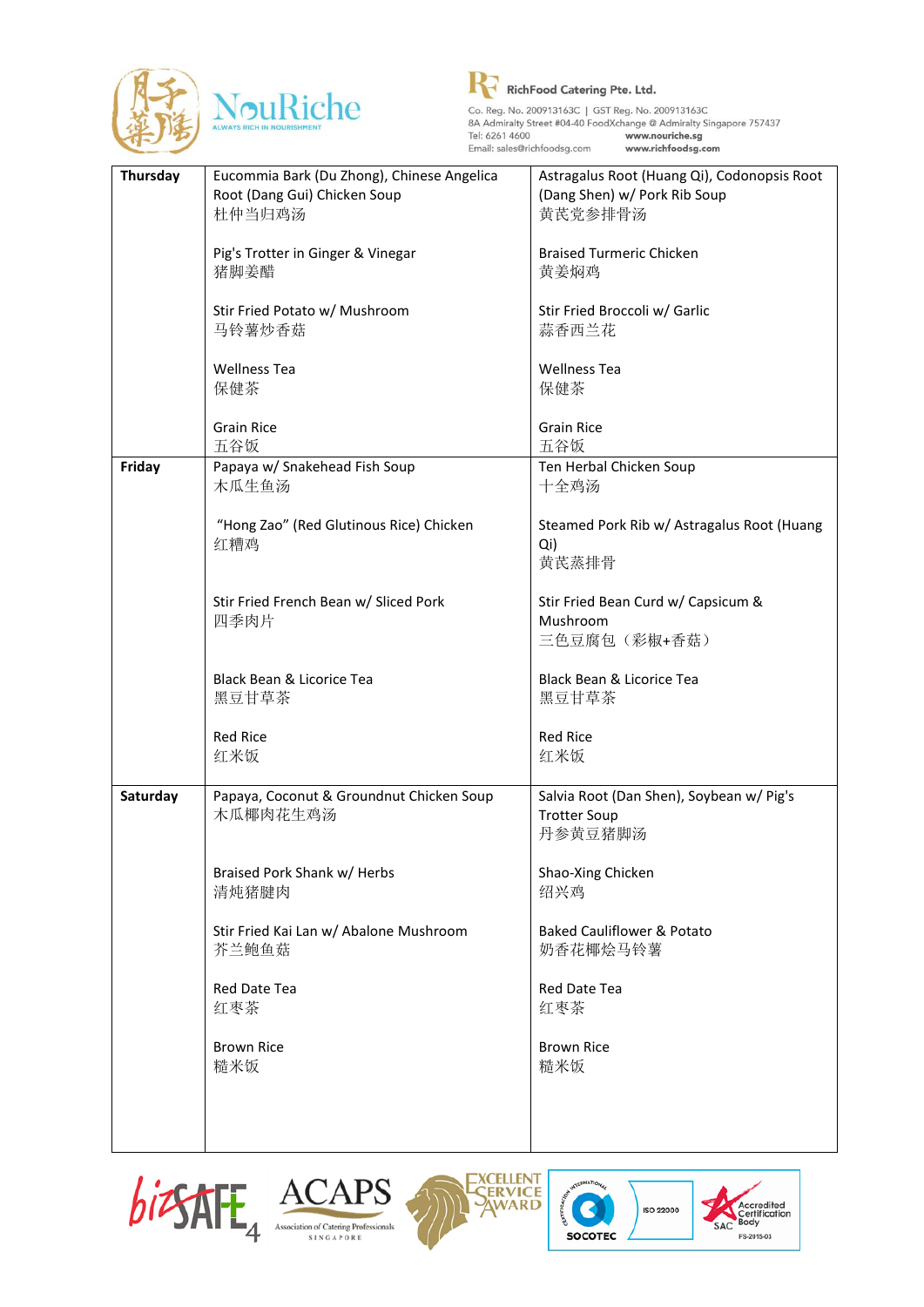| | | |
|---|---|---|
| **Thursday** | Eucommia Bark (Du Zhong), Chinese Angelica Root (Dang Gui) Chicken Soup<br>杜仲当归鸡汤<br><br>Pig's Trotter in Ginger & Vinegar<br>猪脚姜醋<br><br>Stir Fried Potato w/ Mushroom<br>马铃薯炒香菇<br><br>Wellness Tea<br>保健茶<br><br>Grain Rice<br>五谷饭 | Astragalus Root (Huang Qi), Codonopsis Root (Dang Shen) w/ Pork Rib Soup<br>黄芪党参排骨汤<br><br>Braised Turmeric Chicken<br>黄姜焖鸡<br><br>Stir Fried Broccoli w/ Garlic<br>蒜香西兰花<br><br>Wellness Tea<br>保健茶<br><br>Grain Rice<br>五谷饭 |
| **Friday** | Papaya w/ Snakehead Fish Soup<br>木瓜生鱼汤<br><br>"Hong Zao" (Red Glutinous Rice) Chicken<br>红糟鸡<br><br>Stir Fried French Bean w/ Sliced Pork<br>四季肉片<br><br>Black Bean & Licorice Tea<br>黑豆甘草茶<br><br>Red Rice<br>红米饭 | Ten Herbal Chicken Soup<br>十全鸡汤<br><br>Steamed Pork Rib w/ Astragalus Root (Huang Qi)<br>黄芪蒸排骨<br><br>Stir Fried Bean Curd w/ Capsicum & Mushroom<br>三色豆腐包（彩椒+香菇）<br><br>Black Bean & Licorice Tea<br>黑豆甘草茶<br><br>Red Rice<br>红米饭 |
| **Saturday** | Papaya, Coconut & Groundnut Chicken Soup<br>木瓜椰肉花生鸡汤<br><br>Braised Pork Shank w/ Herbs<br>清炖猪腱肉<br><br>Stir Fried Kai Lan w/ Abalone Mushroom<br>芥兰鲍鱼菇<br><br>Red Date Tea<br>红枣茶<br><br>Brown Rice<br>糙米饭 | Salvia Root (Dan Shen), Soybean w/ Pig's Trotter Soup<br>丹参黄豆猪脚汤<br><br>Shao-Xing Chicken<br>绍兴鸡<br><br>Baked Cauliflower & Potato<br>奶香花椰烩马铃薯<br><br>Red Date Tea<br>红枣茶<br><br>Brown Rice<br>糙米饭 |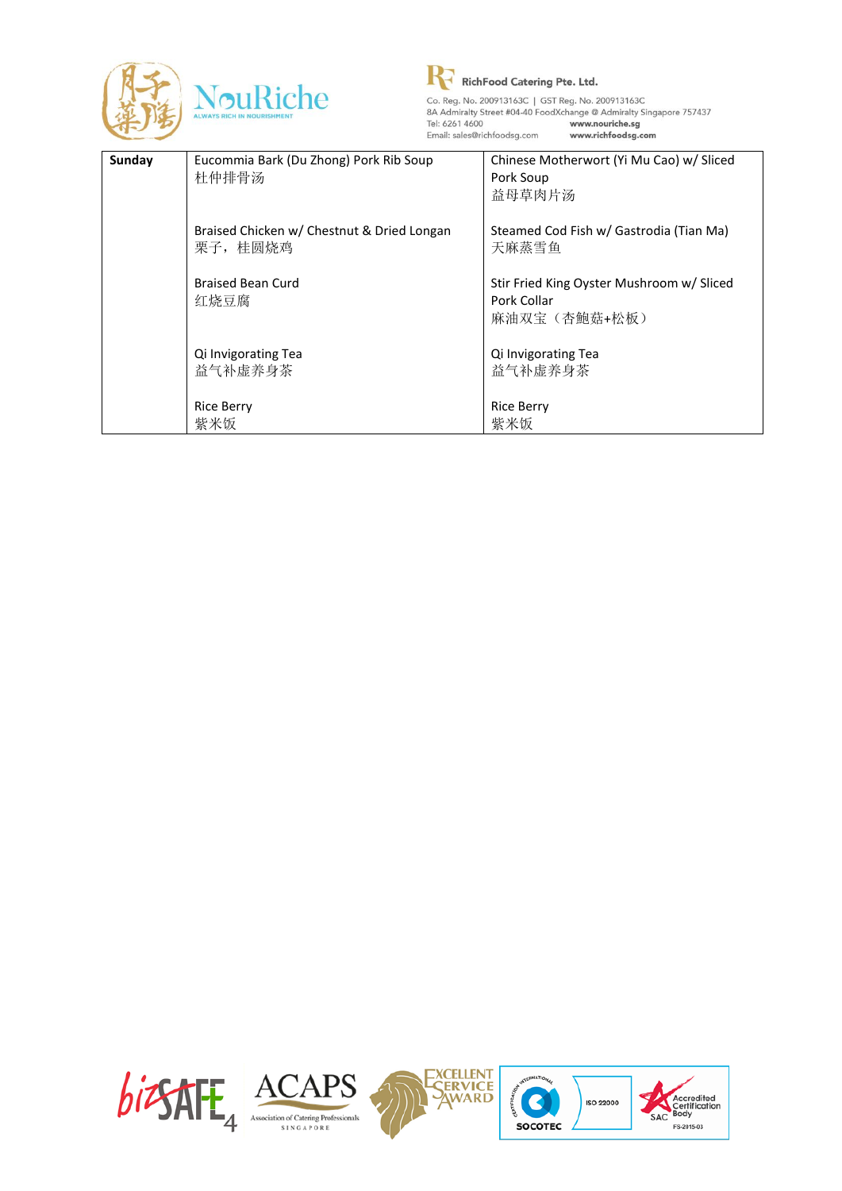| Sunday | Eucommia Bark (Du Zhong) Pork Rib Soup<br>杜仲排骨汤<br><br>Braised Chicken w/ Chestnut & Dried Longan<br>栗子，桂圆烧鸡<br><br>Braised Bean Curd<br>红烧豆腐<br><br>Qi Invigorating Tea<br>益气补虚养身茶<br><br>Rice Berry<br>紫米饭 | Chinese Motherwort (Yi Mu Cao) w/ Sliced Pork Soup<br>益母草肉片汤<br><br>Steamed Cod Fish w/ Gastrodia (Tian Ma)<br>天麻蒸雪鱼<br><br>Stir Fried King Oyster Mushroom w/ Sliced Pork Collar<br>麻油双宝（杏鲍菇+松板）<br><br>Qi Invigorating Tea<br>益气补虚养身茶<br><br>Rice Berry<br>紫米饭 |
|---|---|---|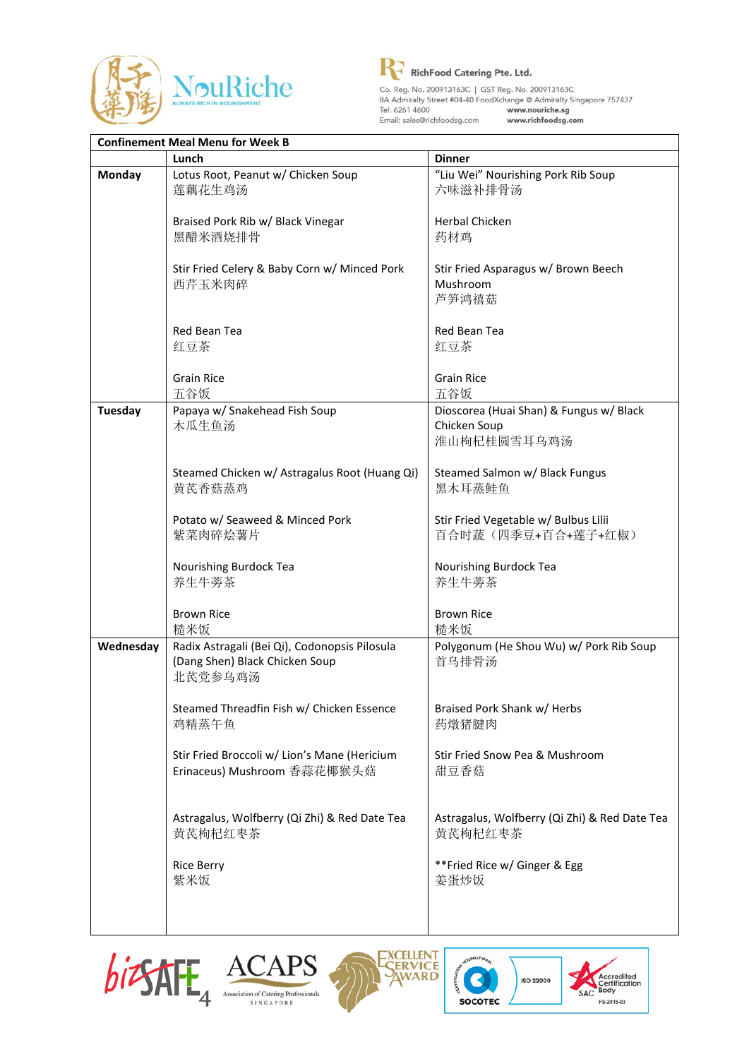RichFood Catering Pte. Ltd.

Co. Reg. No. 200913163C | GST Reg. No. 200913163C
8A Admiralty Street #04-40 FoodXchange @ Admiralty Singapore 757437
Tel: 6261 4600 www.nouriche.sg
Email: sales@richfoodsg.com www.richfoodsg.com

| Confinement Meal Menu for Week B | | |
|---|---|---|
| | **Lunch** | **Dinner** |
| **Monday** | Lotus Root, Peanut w/ Chicken Soup<br>莲藕花生鸡汤<br><br>Braised Pork Rib w/ Black Vinegar<br>黑醋米酒烧排骨<br><br>Stir Fried Celery & Baby Corn w/ Minced Pork<br>西芹玉米肉碎<br><br>Red Bean Tea<br>红豆茶<br><br>Grain Rice<br>五谷饭 | "Liu Wei" Nourishing Pork Rib Soup<br>六味滋补排骨汤<br><br>Herbal Chicken<br>药材鸡<br><br>Stir Fried Asparagus w/ Brown Beech Mushroom<br>芦笋鸿禧菇<br><br>Red Bean Tea<br>红豆茶<br><br>Grain Rice<br>五谷饭 |
| **Tuesday** | Papaya w/ Snakehead Fish Soup<br>木瓜生鱼汤<br><br>Steamed Chicken w/ Astragalus Root (Huang Qi)<br>黄芪香菇蒸鸡<br><br>Potato w/ Seaweed & Minced Pork<br>紫菜肉碎烩薯片<br><br>Nourishing Burdock Tea<br>养生牛蒡茶<br><br>Brown Rice<br>糙米饭 | Dioscorea (Huai Shan) & Fungus w/ Black Chicken Soup<br>淮山枸杞桂圆雪耳乌鸡汤<br><br>Steamed Salmon w/ Black Fungus<br>黑木耳蒸鲑鱼<br><br>Stir Fried Vegetable w/ Bulbus Lilii<br>百合时蔬（四季豆+百合+莲子+红椒）<br><br>Nourishing Burdock Tea<br>养生牛蒡茶<br><br>Brown Rice<br>糙米饭 |
| **Wednesday** | Radix Astragali (Bei Qi), Codonopsis Pilosula (Dang Shen) Black Chicken Soup<br>北芪党参乌鸡汤<br><br>Steamed Threadfin Fish w/ Chicken Essence<br>鸡精蒸午鱼<br><br>Stir Fried Broccoli w/ Lion's Mane (Hericium Erinaceus) Mushroom 香蒜花椰猴头菇<br><br>Astragalus, Wolfberry (Qi Zhi) & Red Date Tea<br>黄芪枸杞红枣茶<br><br>Rice Berry<br>紫米饭 | Polygonum (He Shou Wu) w/ Pork Rib Soup<br>首乌排骨汤<br><br>Braised Pork Shank w/ Herbs<br>药燉猪腱肉<br><br>Stir Fried Snow Pea & Mushroom<br>甜豆香菇<br><br>Astragalus, Wolfberry (Qi Zhi) & Red Date Tea<br>黄芪枸杞红枣茶<br><br>**Fried Rice w/ Ginger & Egg<br>姜蛋炒饭 |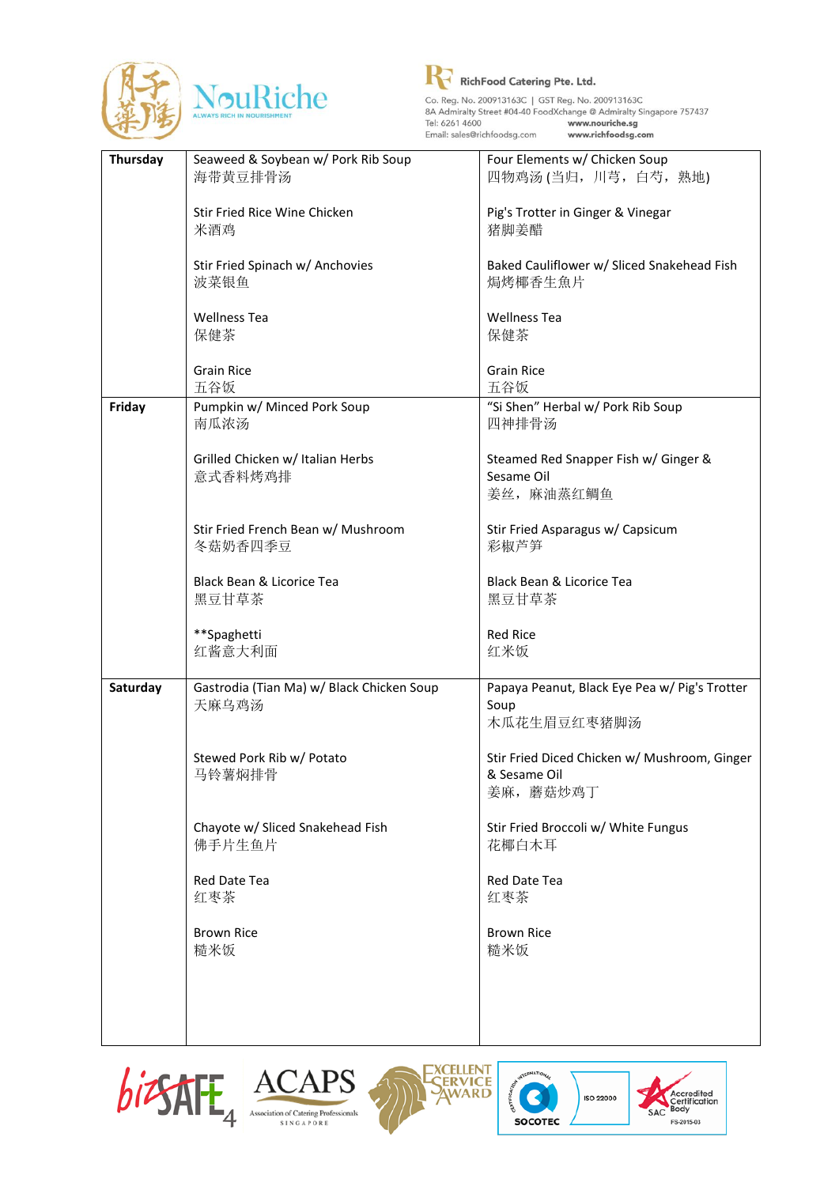| Thursday | Seaweed & Soybean w/ Pork Rib Soup<br>海带黄豆排骨汤<br><br>Stir Fried Rice Wine Chicken<br>米酒鸡<br><br>Stir Fried Spinach w/ Anchovies<br>波菜银鱼<br><br>Wellness Tea<br>保健茶<br><br>Grain Rice<br>五谷饭 | Four Elements w/ Chicken Soup<br>四物鸡汤 (当归，川芎，白芍，熟地)<br><br>Pig's Trotter in Ginger & Vinegar<br>猪脚姜醋<br><br>Baked Cauliflower w/ Sliced Snakehead Fish<br>焗烤椰香生鱼片<br><br>Wellness Tea<br>保健茶<br><br>Grain Rice<br>五谷饭 |
|---|---|---|
| Friday | Pumpkin w/ Minced Pork Soup<br>南瓜浓汤<br><br>Grilled Chicken w/ Italian Herbs<br>意式香料烤鸡排<br><br>Stir Fried French Bean w/ Mushroom<br>冬菇奶香四季豆<br><br>Black Bean & Licorice Tea<br>黑豆甘草茶<br><br>**Spaghetti<br>红酱意大利面 | "Si Shen" Herbal w/ Pork Rib Soup<br>四神排骨汤<br><br>Steamed Red Snapper Fish w/ Ginger & Sesame Oil<br>姜丝，麻油蒸红鲷鱼<br><br>Stir Fried Asparagus w/ Capsicum<br>彩椒芦笋<br><br>Black Bean & Licorice Tea<br>黑豆甘草茶<br><br>Red Rice<br>红米饭 |
| Saturday | Gastrodia (Tian Ma) w/ Black Chicken Soup<br>天麻乌鸡汤<br><br>Stewed Pork Rib w/ Potato<br>马铃薯焖排骨<br><br>Chayote w/ Sliced Snakehead Fish<br>佛手片生鱼片<br><br>Red Date Tea<br>红枣茶<br><br>Brown Rice<br>糙米饭 | Papaya Peanut, Black Eye Pea w/ Pig's Trotter Soup<br>木瓜花生眉豆红枣猪脚汤<br><br>Stir Fried Diced Chicken w/ Mushroom, Ginger & Sesame Oil<br>姜麻，蘑菇炒鸡丁<br><br>Stir Fried Broccoli w/ White Fungus<br>花椰白木耳<br><br>Red Date Tea<br>红枣茶<br><br>Brown Rice<br>糙米饭 |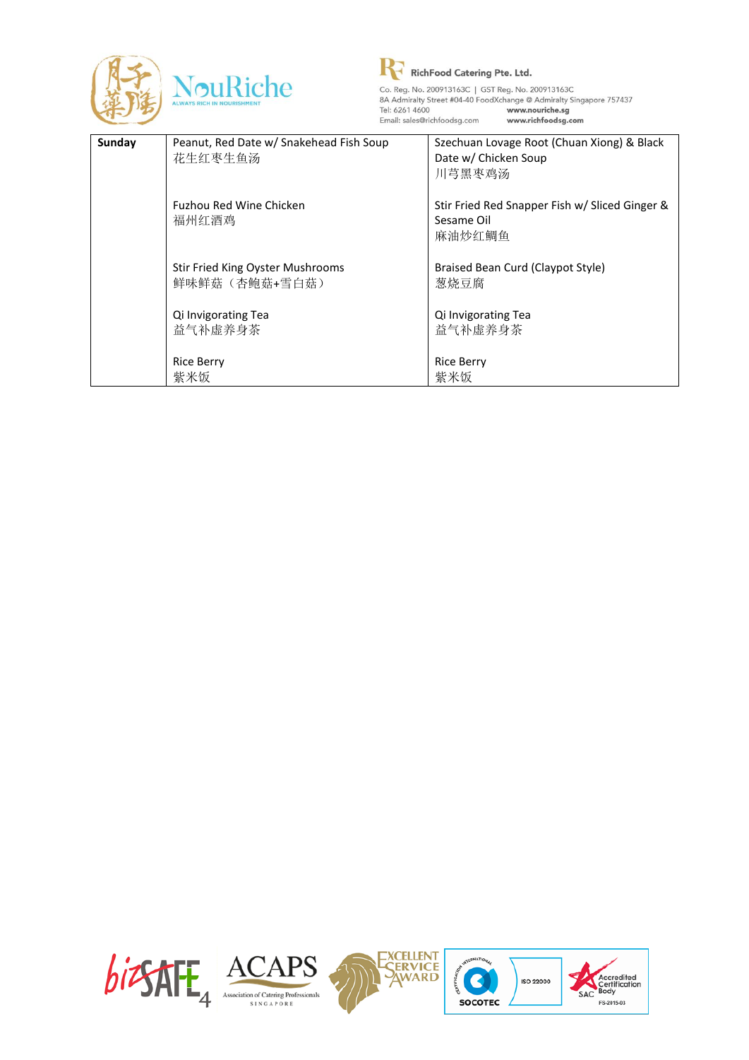| Sunday | Peanut, Red Date w/ Snakehead Fish Soup<br>花生红枣生鱼汤<br><br>Fuzhou Red Wine Chicken<br>福州红酒鸡<br><br>Stir Fried King Oyster Mushrooms<br>鲜味鲜菇（杏鲍菇+雪白菇）<br><br>Qi Invigorating Tea<br>益气补虚养身茶<br><br>Rice Berry<br>紫米饭 | Szechuan Lovage Root (Chuan Xiong) & Black Date w/ Chicken Soup<br>川芎黑枣鸡汤<br><br>Stir Fried Red Snapper Fish w/ Sliced Ginger & Sesame Oil<br>麻油炒红鲷鱼<br><br>Braised Bean Curd (Claypot Style)<br>葱烧豆腐<br><br>Qi Invigorating Tea<br>益气补虚养身茶<br><br>Rice Berry<br>紫米饭 |
|---|---|---|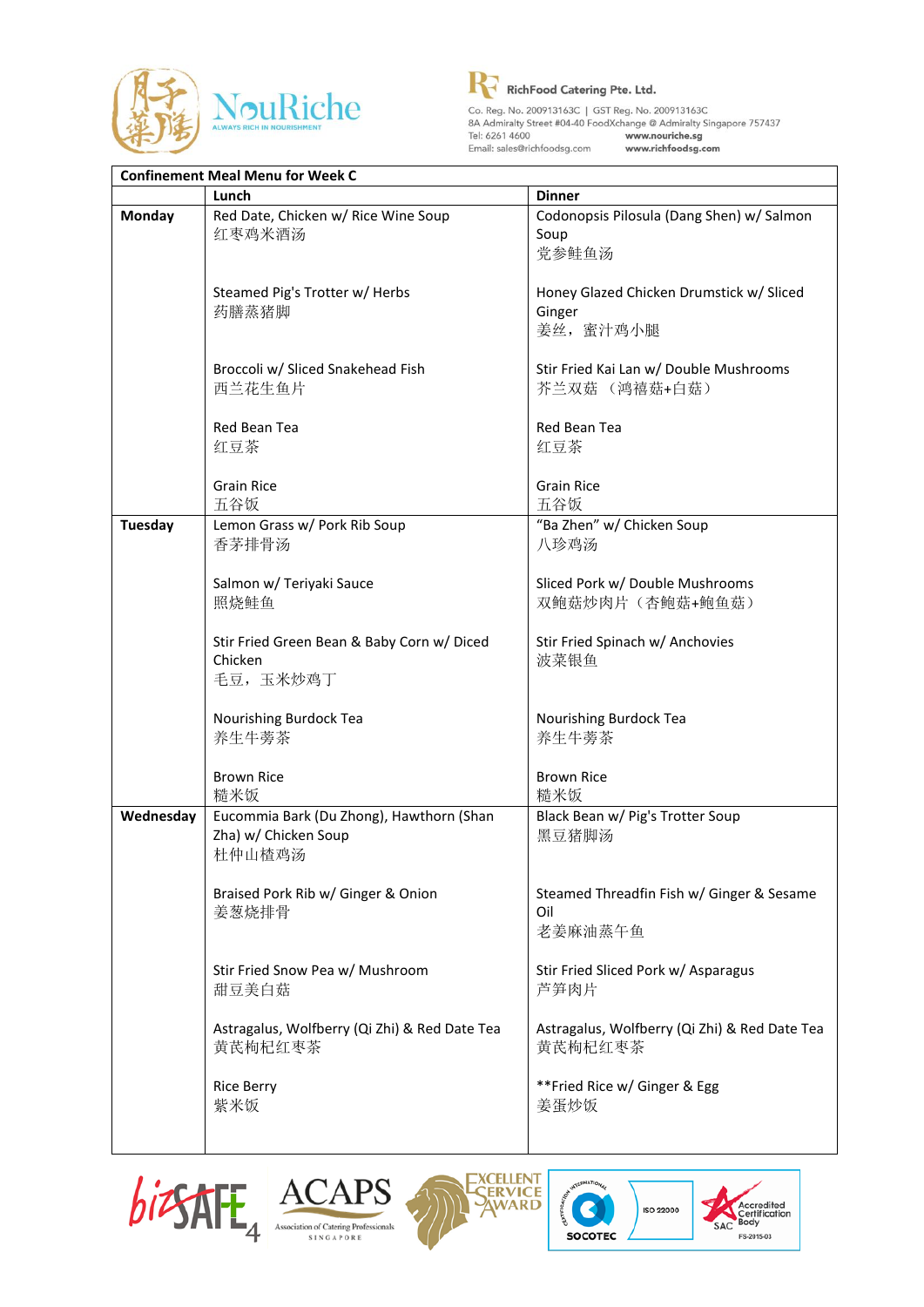NouRiche
ALWAYS RICH IN NOURISHMENT

RichFood Catering Pte. Ltd.
Co. Reg. No. 200913163C | GST Reg. No. 200913163C
8A Admiralty Street #04-40 FoodXchange @ Admiralty Singapore 757437
Tel: 6261 4600 www.nouriche.sg
Email: sales@richfoodsg.com www.richfoodsg.com

| Confinement Meal Menu for Week C | | |
|---|---|---|
| | **Lunch** | **Dinner** |
| **Monday** | Red Date, Chicken w/ Rice Wine Soup<br>红枣鸡米酒汤<br><br>Steamed Pig's Trotter w/ Herbs<br>药膳蒸猪脚<br><br>Broccoli w/ Sliced Snakehead Fish<br>西兰花生鱼片<br><br>Red Bean Tea<br>红豆茶<br><br>Grain Rice<br>五谷饭 | Codonopsis Pilosula (Dang Shen) w/ Salmon Soup<br>党参鲑鱼汤<br><br>Honey Glazed Chicken Drumstick w/ Sliced Ginger<br>姜丝，蜜汁鸡小腿<br><br>Stir Fried Kai Lan w/ Double Mushrooms<br>芥兰双菇 （鸿禧菇+白菇）<br><br>Red Bean Tea<br>红豆茶<br><br>Grain Rice<br>五谷饭 |
| **Tuesday** | Lemon Grass w/ Pork Rib Soup<br>香茅排骨汤<br><br>Salmon w/ Teriyaki Sauce<br>照烧鲑鱼<br><br>Stir Fried Green Bean & Baby Corn w/ Diced Chicken<br>毛豆，玉米炒鸡丁<br><br>Nourishing Burdock Tea<br>养生牛蒡茶<br><br>Brown Rice<br>糙米饭 | "Ba Zhen" w/ Chicken Soup<br>八珍鸡汤<br><br>Sliced Pork w/ Double Mushrooms<br>双鲍菇炒肉片（杏鲍菇+鲍鱼菇）<br><br>Stir Fried Spinach w/ Anchovies<br>波菜银鱼<br><br>Nourishing Burdock Tea<br>养生牛蒡茶<br><br>Brown Rice<br>糙米饭 |
| **Wednesday** | Eucommia Bark (Du Zhong), Hawthorn (Shan Zha) w/ Chicken Soup<br>杜仲山楂鸡汤<br><br>Braised Pork Rib w/ Ginger & Onion<br>姜葱烧排骨<br><br>Stir Fried Snow Pea w/ Mushroom<br>甜豆美白菇<br><br>Astragalus, Wolfberry (Qi Zhi) & Red Date Tea<br>黄芪枸杞红枣茶<br><br>Rice Berry<br>紫米饭 | Black Bean w/ Pig's Trotter Soup<br>黑豆猪脚汤<br><br>Steamed Threadfin Fish w/ Ginger & Sesame Oil<br>老姜麻油蒸午鱼<br><br>Stir Fried Sliced Pork w/ Asparagus<br>芦笋肉片<br><br>Astragalus, Wolfberry (Qi Zhi) & Red Date Tea<br>黄芪枸杞红枣茶<br><br>**Fried Rice w/ Ginger & Egg<br>姜蛋炒饭 |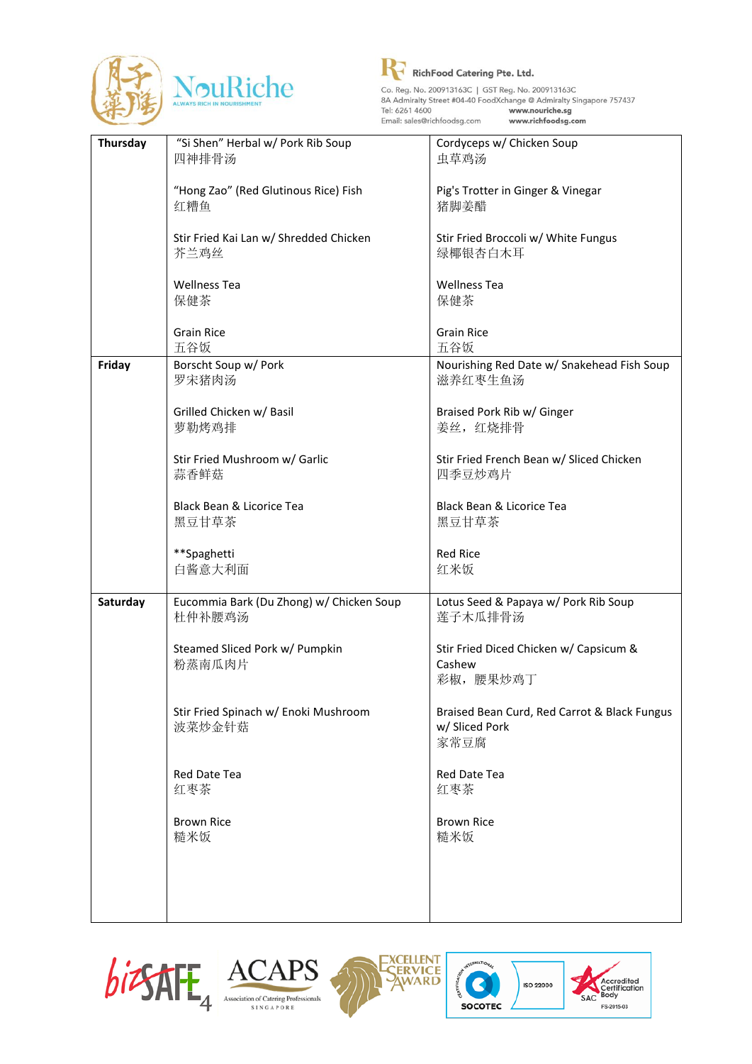RichFood Catering Pte. Ltd.

Co. Reg. No. 200913163C | GST Reg. No. 200913163C
8A Admiralty Street #04-40 FoodXchange @ Admiralty Singapore 757437
Tel: 6261 4600 www.nouriche.sg
Email: sales@richfoodsg.com www.richfoodsg.com

| | | |
|---|---|---|
| **Thursday** | "Si Shen" Herbal w/ Pork Rib Soup<br>四神排骨汤<br><br>"Hong Zao" (Red Glutinous Rice) Fish<br>红糟鱼<br><br>Stir Fried Kai Lan w/ Shredded Chicken<br>芥兰鸡丝<br><br>Wellness Tea<br>保健茶<br><br>Grain Rice<br>五谷饭 | Cordyceps w/ Chicken Soup<br>虫草鸡汤<br><br>Pig's Trotter in Ginger & Vinegar<br>猪脚姜醋<br><br>Stir Fried Broccoli w/ White Fungus<br>绿椰银杏白木耳<br><br>Wellness Tea<br>保健茶<br><br>Grain Rice<br>五谷饭 |
| **Friday** | Borscht Soup w/ Pork<br>罗宋猪肉汤<br><br>Grilled Chicken w/ Basil<br>萝勒烤鸡排<br><br>Stir Fried Mushroom w/ Garlic<br>蒜香鲜菇<br><br>Black Bean & Licorice Tea<br>黑豆甘草茶<br><br>**Spaghetti<br>白酱意大利面 | Nourishing Red Date w/ Snakehead Fish Soup<br>滋养红枣生鱼汤<br><br>Braised Pork Rib w/ Ginger<br>姜丝，红烧排骨<br><br>Stir Fried French Bean w/ Sliced Chicken<br>四季豆炒鸡片<br><br>Black Bean & Licorice Tea<br>黑豆甘草茶<br><br>Red Rice<br>红米饭 |
| **Saturday** | Eucommia Bark (Du Zhong) w/ Chicken Soup<br>杜仲补腰鸡汤<br><br>Steamed Sliced Pork w/ Pumpkin<br>粉蒸南瓜肉片<br><br>Stir Fried Spinach w/ Enoki Mushroom<br>波菜炒金针菇<br><br>Red Date Tea<br>红枣茶<br><br>Brown Rice<br>糙米饭 | Lotus Seed & Papaya w/ Pork Rib Soup<br>莲子木瓜排骨汤<br><br>Stir Fried Diced Chicken w/ Capsicum & Cashew<br>彩椒，腰果炒鸡丁<br><br>Braised Bean Curd, Red Carrot & Black Fungus w/ Sliced Pork<br>家常豆腐<br><br>Red Date Tea<br>红枣茶<br><br>Brown Rice<br>糙米饭 |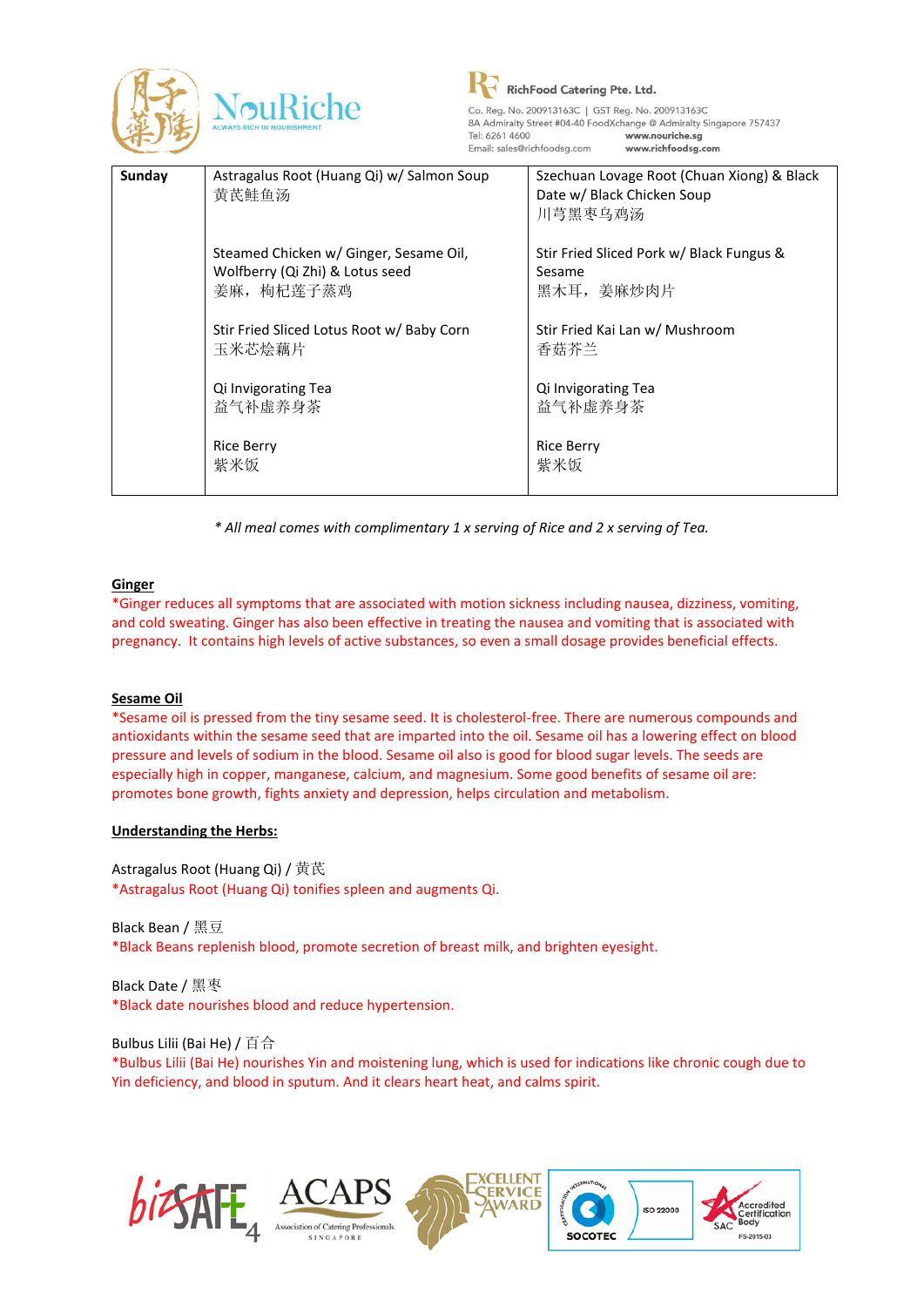| Sunday | Astragalus Root (Huang Qi) w/ Salmon Soup<br>黄芪鲑鱼汤<br><br>Steamed Chicken w/ Ginger, Sesame Oil, Wolfberry (Qi Zhi) & Lotus seed<br>姜麻，枸杞莲子蒸鸡<br><br>Stir Fried Sliced Lotus Root w/ Baby Corn<br>玉米芯烩藕片<br><br>Qi Invigorating Tea<br>益气补虚养身茶<br><br>Rice Berry<br>紫米饭 | Szechuan Lovage Root (Chuan Xiong) & Black Date w/ Black Chicken Soup<br>川芎黑枣乌鸡汤<br><br>Stir Fried Sliced Pork w/ Black Fungus & Sesame<br>黑木耳，姜麻炒肉片<br><br>Stir Fried Kai Lan w/ Mushroom<br>香菇芥兰<br><br>Qi Invigorating Tea<br>益气补虚养身茶<br><br>Rice Berry<br>紫米饭 |
|---|---|---|

*\* All meal comes with complimentary 1 x serving of Rice and 2 x serving of Tea.*

**Ginger**

*Ginger reduces all symptoms that are associated with motion sickness including nausea, dizziness, vomiting, and cold sweating. Ginger has also been effective in treating the nausea and vomiting that is associated with pregnancy. It contains high levels of active substances, so even a small dosage provides beneficial effects.

**Sesame Oil**

*Sesame oil is pressed from the tiny sesame seed. It is cholesterol-free. There are numerous compounds and antioxidants within the sesame seed that are imparted into the oil. Sesame oil has a lowering effect on blood pressure and levels of sodium in the blood. Sesame oil also is good for blood sugar levels. The seeds are especially high in copper, manganese, calcium, and magnesium. Some good benefits of sesame oil are: promotes bone growth, fights anxiety and depression, helps circulation and metabolism.

**Understanding the Herbs:**

Astragalus Root (Huang Qi) / 黄芪
*Astragalus Root (Huang Qi) tonifies spleen and augments Qi.

Black Bean / 黑豆
*Black Beans replenish blood, promote secretion of breast milk, and brighten eyesight.

Black Date / 黑枣
*Black date nourishes blood and reduce hypertension.

Bulbus Lilii (Bai He) / 百合
*Bulbus Lilii (Bai He) nourishes Yin and moistening lung, which is used for indications like chronic cough due to Yin deficiency, and blood in sputum. And it clears heart heat, and calms spirit.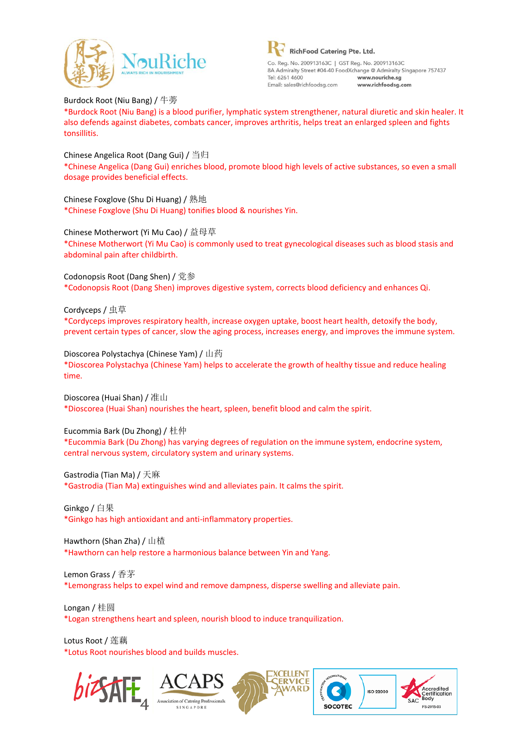Burdock Root (Niu Bang) / 牛蒡

*Burdock Root (Niu Bang) is a blood purifier, lymphatic system strengthener, natural diuretic and skin healer. It also defends against diabetes, combats cancer, improves arthritis, helps treat an enlarged spleen and fights tonsillitis.

Chinese Angelica Root (Dang Gui) / 当归

*Chinese Angelica (Dang Gui) enriches blood, promote blood high levels of active substances, so even a small dosage provides beneficial effects.

Chinese Foxglove (Shu Di Huang) / 熟地

*Chinese Foxglove (Shu Di Huang) tonifies blood & nourishes Yin.

Chinese Motherwort (Yi Mu Cao) / 益母草

*Chinese Motherwort (Yi Mu Cao) is commonly used to treat gynecological diseases such as blood stasis and abdominal pain after childbirth.

Codonopsis Root (Dang Shen) / 党参

*Codonopsis Root (Dang Shen) improves digestive system, corrects blood deficiency and enhances Qi.

Cordyceps / 虫草

*Cordyceps improves respiratory health, increase oxygen uptake, boost heart health, detoxify the body, prevent certain types of cancer, slow the aging process, increases energy, and improves the immune system.

Dioscorea Polystachya (Chinese Yam) / 山药

*Dioscorea Polystachya (Chinese Yam) helps to accelerate the growth of healthy tissue and reduce healing time.

Dioscorea (Huai Shan) / 准山

*Dioscorea (Huai Shan) nourishes the heart, spleen, benefit blood and calm the spirit.

Eucommia Bark (Du Zhong) / 杜仲

*Eucommia Bark (Du Zhong) has varying degrees of regulation on the immune system, endocrine system, central nervous system, circulatory system and urinary systems.

Gastrodia (Tian Ma) / 天麻

*Gastrodia (Tian Ma) extinguishes wind and alleviates pain. It calms the spirit.

Ginkgo / 白果

*Ginkgo has high antioxidant and anti-inflammatory properties.

Hawthorn (Shan Zha) / 山楂

*Hawthorn can help restore a harmonious balance between Yin and Yang.

Lemon Grass / 香茅

*Lemongrass helps to expel wind and remove dampness, disperse swelling and alleviate pain.

Longan / 桂圆

*Logan strengthens heart and spleen, nourish blood to induce tranquilization.

Lotus Root / 莲藕

*Lotus Root nourishes blood and builds muscles.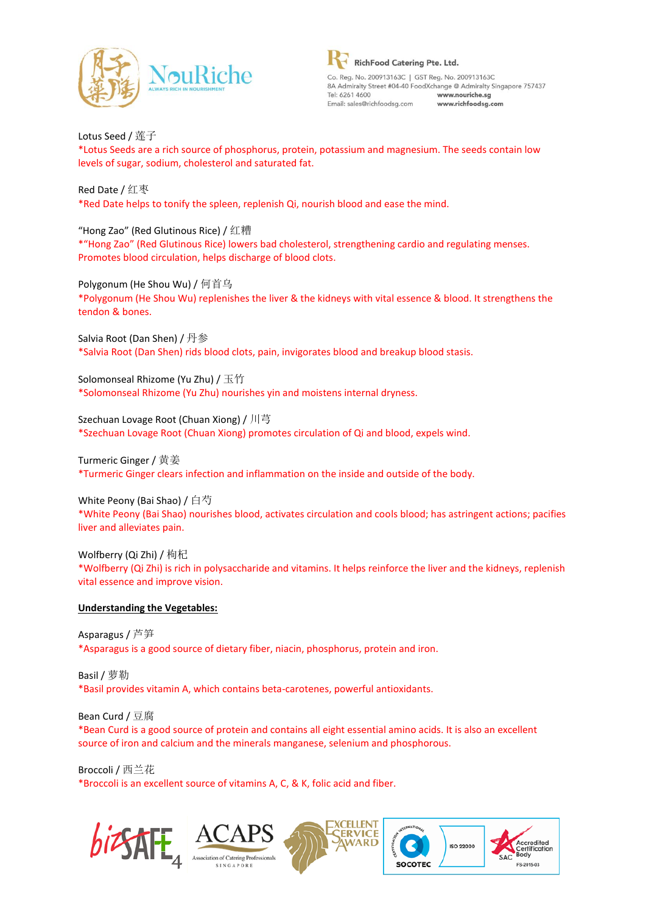Lotus Seed / 莲子

*Lotus Seeds are a rich source of phosphorus, protein, potassium and magnesium. The seeds contain low levels of sugar, sodium, cholesterol and saturated fat.

Red Date / 红枣

*Red Date helps to tonify the spleen, replenish Qi, nourish blood and ease the mind.

"Hong Zao" (Red Glutinous Rice) / 红糟

*"Hong Zao" (Red Glutinous Rice) lowers bad cholesterol, strengthening cardio and regulating menses. Promotes blood circulation, helps discharge of blood clots.

Polygonum (He Shou Wu) / 何首乌

*Polygonum (He Shou Wu) replenishes the liver & the kidneys with vital essence & blood. It strengthens the tendon & bones.

Salvia Root (Dan Shen) / 丹参

*Salvia Root (Dan Shen) rids blood clots, pain, invigorates blood and breakup blood stasis.

Solomonseal Rhizome (Yu Zhu) / 玉竹

*Solomonseal Rhizome (Yu Zhu) nourishes yin and moistens internal dryness.

Szechuan Lovage Root (Chuan Xiong) / 川芎

*Szechuan Lovage Root (Chuan Xiong) promotes circulation of Qi and blood, expels wind.

Turmeric Ginger / 黄姜

*Turmeric Ginger clears infection and inflammation on the inside and outside of the body.

White Peony (Bai Shao) / 白芍

*White Peony (Bai Shao) nourishes blood, activates circulation and cools blood; has astringent actions; pacifies liver and alleviates pain.

Wolfberry (Qi Zhi) / 枸杞

*Wolfberry (Qi Zhi) is rich in polysaccharide and vitamins. It helps reinforce the liver and the kidneys, replenish vital essence and improve vision.

**Understanding the Vegetables:**

Asparagus / 芦笋

*Asparagus is a good source of dietary fiber, niacin, phosphorus, protein and iron.

Basil / 萝勒

*Basil provides vitamin A, which contains beta-carotenes, powerful antioxidants.

Bean Curd / 豆腐

*Bean Curd is a good source of protein and contains all eight essential amino acids. It is also an excellent source of iron and calcium and the minerals manganese, selenium and phosphorous.

Broccoli / 西兰花

*Broccoli is an excellent source of vitamins A, C, & K, folic acid and fiber.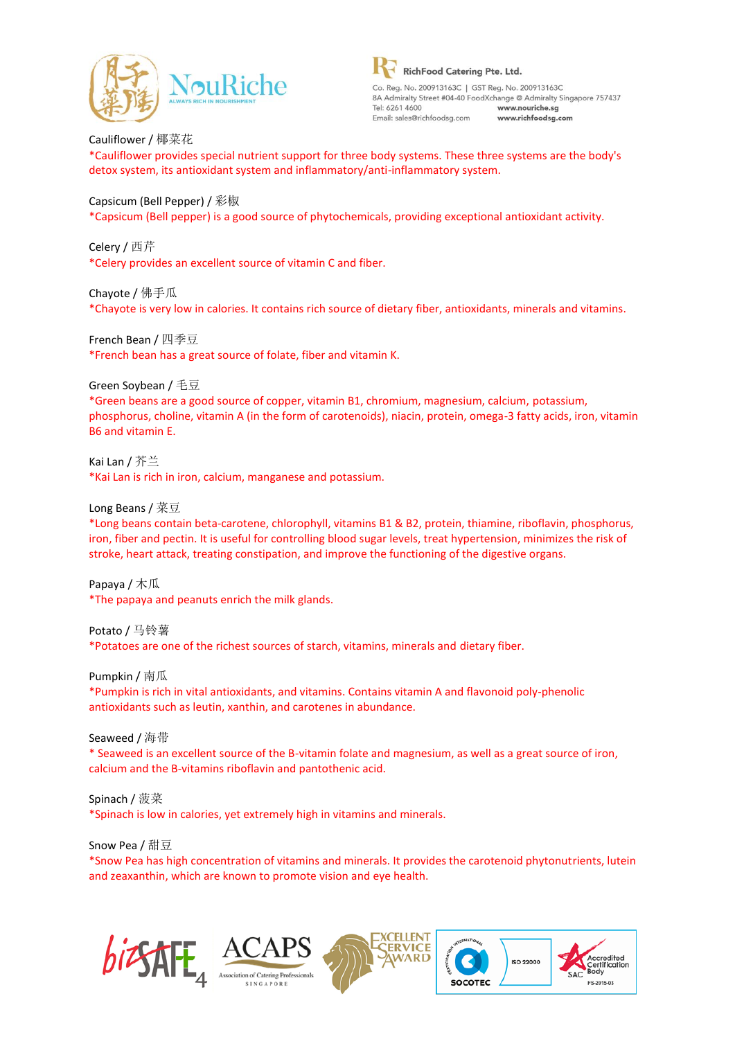Cauliflower / 椰菜花

*Cauliflower provides special nutrient support for three body systems. These three systems are the body's detox system, its antioxidant system and inflammatory/anti-inflammatory system.

Capsicum (Bell Pepper) / 彩椒

*Capsicum (Bell pepper) is a good source of phytochemicals, providing exceptional antioxidant activity.

Celery / 西芹

*Celery provides an excellent source of vitamin C and fiber.

Chayote / 佛手瓜

*Chayote is very low in calories. It contains rich source of dietary fiber, antioxidants, minerals and vitamins.

French Bean / 四季豆

*French bean has a great source of folate, fiber and vitamin K.

Green Soybean / 毛豆

*Green beans are a good source of copper, vitamin B1, chromium, magnesium, calcium, potassium, phosphorus, choline, vitamin A (in the form of carotenoids), niacin, protein, omega-3 fatty acids, iron, vitamin B6 and vitamin E.

Kai Lan / 芥兰

*Kai Lan is rich in iron, calcium, manganese and potassium.

Long Beans / 菜豆

*Long beans contain beta-carotene, chlorophyll, vitamins B1 & B2, protein, thiamine, riboflavin, phosphorus, iron, fiber and pectin. It is useful for controlling blood sugar levels, treat hypertension, minimizes the risk of stroke, heart attack, treating constipation, and improve the functioning of the digestive organs.

Papaya / 木瓜

*The papaya and peanuts enrich the milk glands.

Potato / 马铃薯

*Potatoes are one of the richest sources of starch, vitamins, minerals and dietary fiber.

Pumpkin / 南瓜

*Pumpkin is rich in vital antioxidants, and vitamins. Contains vitamin A and flavonoid poly-phenolic antioxidants such as leutin, xanthin, and carotenes in abundance.

Seaweed / 海带

* Seaweed is an excellent source of the B-vitamin folate and magnesium, as well as a great source of iron, calcium and the B-vitamins riboflavin and pantothenic acid.

Spinach / 菠菜

*Spinach is low in calories, yet extremely high in vitamins and minerals.

Snow Pea / 甜豆

*Snow Pea has high concentration of vitamins and minerals. It provides the carotenoid phytonutrients, lutein and zeaxanthin, which are known to promote vision and eye health.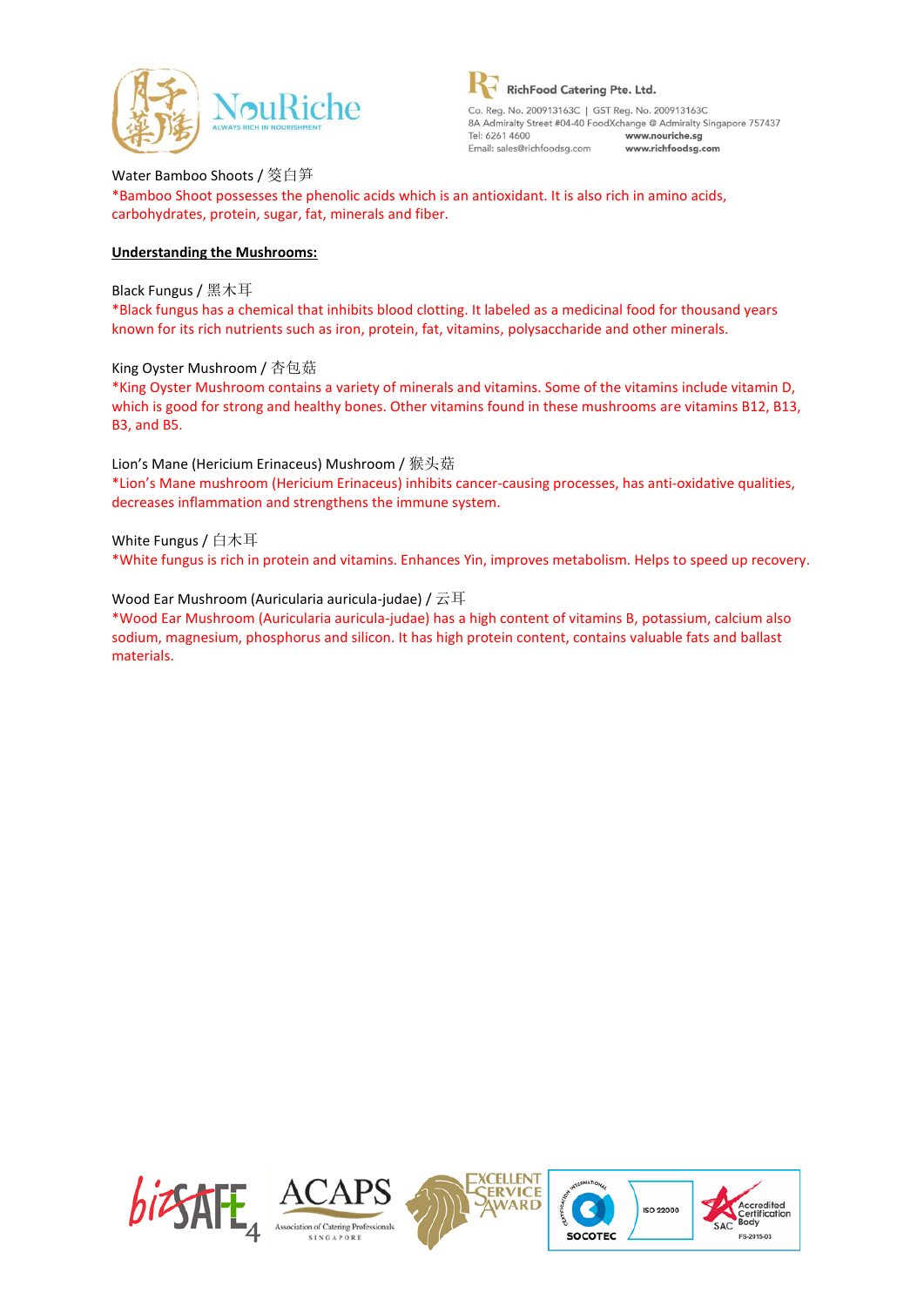Water Bamboo Shoots / 茭白笋

*Bamboo Shoot possesses the phenolic acids which is an antioxidant. It is also rich in amino acids, carbohydrates, protein, sugar, fat, minerals and fiber.

**Understanding the Mushrooms:**

Black Fungus / 黑木耳

*Black fungus has a chemical that inhibits blood clotting. It labeled as a medicinal food for thousand years known for its rich nutrients such as iron, protein, fat, vitamins, polysaccharide and other minerals.

King Oyster Mushroom / 杏包菇

*King Oyster Mushroom contains a variety of minerals and vitamins. Some of the vitamins include vitamin D, which is good for strong and healthy bones. Other vitamins found in these mushrooms are vitamins B12, B13, B3, and B5.

Lion's Mane (Hericium Erinaceus) Mushroom / 猴头菇

*Lion's Mane mushroom (Hericium Erinaceus) inhibits cancer-causing processes, has anti-oxidative qualities, decreases inflammation and strengthens the immune system.

White Fungus / 白木耳

*White fungus is rich in protein and vitamins. Enhances Yin, improves metabolism. Helps to speed up recovery.

Wood Ear Mushroom (Auricularia auricula-judae) / 云耳

*Wood Ear Mushroom (Auricularia auricula-judae) has a high content of vitamins B, potassium, calcium also sodium, magnesium, phosphorus and silicon. It has high protein content, contains valuable fats and ballast materials.